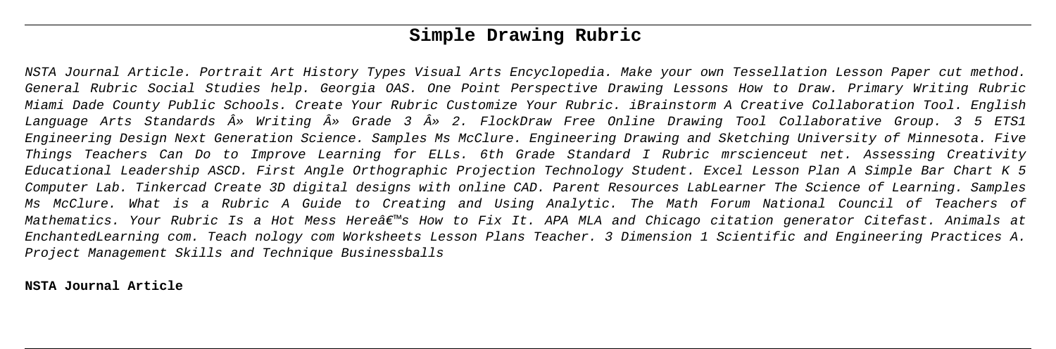# Simple Drawing Rubric

NSTA Journal Article. Portrait Art History Types Visual Arts Encyclopedia. Make your own Tessellation Lesson Paper cut method. General Rubric Social Studies help. Georgia OAS. One Point Perspective Drawing Lessons How to Draw. Primary Writing Rubric Miami Dade County Public Schools. Create Your Rubric Customize Your Rubric. iBrainstorm A Creative Collaboration Tool. English Language Arts Standards Â» Writing Â» Grade 3 Â» 2. FlockDraw Free Online Drawing Tool Collaborative Group. 3 5 ETS1 Engineering Design Next Generation Science. Samples Ms McClure. Engineering Drawing and Sketching University of Minnesota. Five Things Teachers Can Do to Improve Learning for ELLs. 6th Grade Standard I Rubric mrscienceut net. Assessing Creativity Educational Leadership ASCD. First Angle Orthographic Projection Technology Student. Excel Lesson Plan A Simple Bar Chart K 5 Computer Lab. Tinkercad Create 3D digital designs with online CAD. Parent Resources LabLearner The Science of Learning. Samples Ms McClure. What is a Rubric A Guide to Creating and Using Analytic. The Math Forum National Council of Teachers of Mathematics. Your Rubric Is a Hot Mess Hereâ€™s How to Fix It. APA MLA and Chicago citation generator Citefast. Animals at EnchantedLearning com. Teach nology com Worksheets Lesson Plans Teacher. 3 Dimension 1 Scientific and Engineering Practices A. Project Management Skills and Technique Businessballs

**NSTA Journal Article**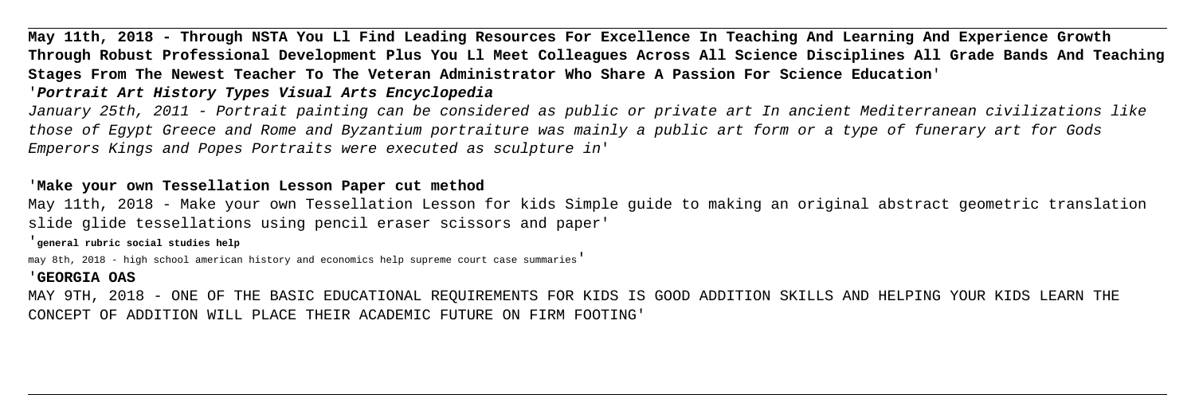**May 11th, 2018 - Through NSTA You Ll Find Leading Resources For Excellence In Teaching And Learning And Experience Growth Through Robust Professional Development Plus You Ll Meet Colleagues Across All Science Disciplines All Grade Bands And Teaching Stages From The Newest Teacher To The Veteran Administrator Who Share A Passion For Science Education**'

'***Portrait Art History Types Visual Arts Encyclopedia***

*January 25th, 2011 - Portrait painting can be considered as public or private art In ancient Mediterranean civilizations like those of Egypt Greece and Rome and Byzantium portraiture was mainly a public art form or a type of funerary art for Gods Emperors Kings and Popes Portraits were executed as sculpture in*'

'**Make your own Tessellation Lesson Paper cut method**

May 11th, 2018 - Make your own Tessellation Lesson for kids Simple guide to making an original abstract geometric translation slide glide tessellations using pencil eraser scissors and paper'

'**general rubric social studies help**

may 8th, 2018 - high school american history and economics help supreme court case summaries'

'**GEORGIA OAS**

MAY 9TH, 2018 - ONE OF THE BASIC EDUCATIONAL REQUIREMENTS FOR KIDS IS GOOD ADDITION SKILLS AND HELPING YOUR KIDS LEARN THE CONCEPT OF ADDITION WILL PLACE THEIR ACADEMIC FUTURE ON FIRM FOOTING'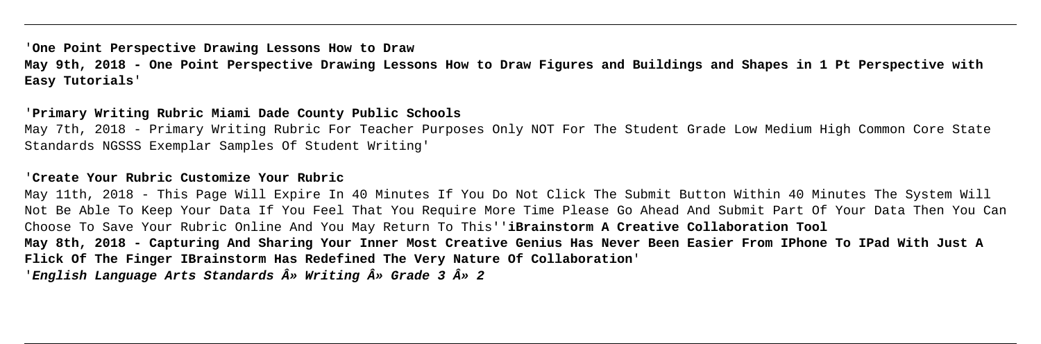'**One Point Perspective Drawing Lessons How to Draw**
**May 9th, 2018 - One Point Perspective Drawing Lessons How to Draw Figures and Buildings and Shapes in 1 Pt Perspective with Easy Tutorials**'

'**Primary Writing Rubric Miami Dade County Public Schools**
May 7th, 2018 - Primary Writing Rubric For Teacher Purposes Only NOT For The Student Grade Low Medium High Common Core State Standards NGSSS Exemplar Samples Of Student Writing'

'**Create Your Rubric Customize Your Rubric**
May 11th, 2018 - This Page Will Expire In 40 Minutes If You Do Not Click The Submit Button Within 40 Minutes The System Will Not Be Able To Keep Your Data If You Feel That You Require More Time Please Go Ahead And Submit Part Of Your Data Then You Can Choose To Save Your Rubric Online And You May Return To This''**iBrainstorm A Creative Collaboration Tool**
**May 8th, 2018 - Capturing And Sharing Your Inner Most Creative Genius Has Never Been Easier From IPhone To IPad With Just A Flick Of The Finger IBrainstorm Has Redefined The Very Nature Of Collaboration**'
'***English Language Arts Standards Â» Writing Â» Grade 3 Â» 2***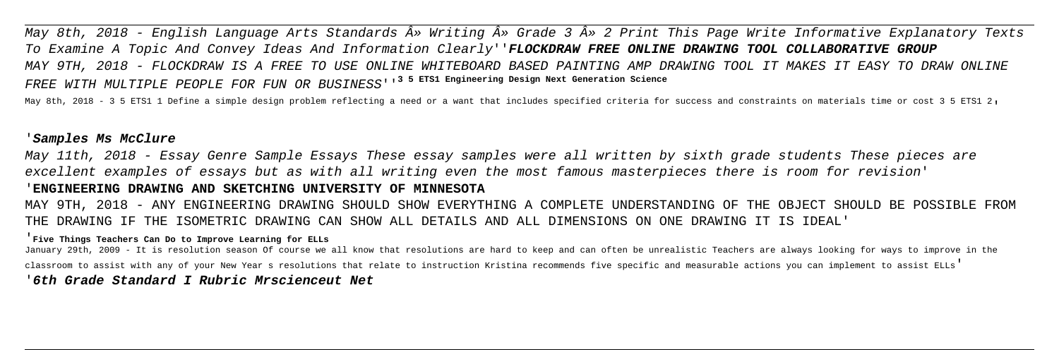May 8th, 2018 - English Language Arts Standards Â» Writing Â» Grade 3 Â» 2 Print This Page Write Informative Explanatory Texts To Examine A Topic And Convey Ideas And Information Clearly''**FLOCKDRAW FREE ONLINE DRAWING TOOL COLLABORATIVE GROUP**

MAY 9TH, 2018 - FLOCKDRAW IS A FREE TO USE ONLINE WHITEBOARD BASED PAINTING AMP DRAWING TOOL IT MAKES IT EASY TO DRAW ONLINE FREE WITH MULTIPLE PEOPLE FOR FUN OR BUSINESS''**3 5 ETS1 Engineering Design Next Generation Science**

May 8th, 2018 - 3 5 ETS1 1 Define a simple design problem reflecting a need or a want that includes specified criteria for success and constraints on materials time or cost 3 5 ETS1 2'

'**Samples Ms McClure**

May 11th, 2018 - Essay Genre Sample Essays These essay samples were all written by sixth grade students These pieces are excellent examples of essays but as with all writing even the most famous masterpieces there is room for revision'

'**ENGINEERING DRAWING AND SKETCHING UNIVERSITY OF MINNESOTA**

MAY 9TH, 2018 - ANY ENGINEERING DRAWING SHOULD SHOW EVERYTHING A COMPLETE UNDERSTANDING OF THE OBJECT SHOULD BE POSSIBLE FROM THE DRAWING IF THE ISOMETRIC DRAWING CAN SHOW ALL DETAILS AND ALL DIMENSIONS ON ONE DRAWING IT IS IDEAL'

'**Five Things Teachers Can Do to Improve Learning for ELLs**

January 29th, 2009 - It is resolution season Of course we all know that resolutions are hard to keep and can often be unrealistic Teachers are always looking for ways to improve in the classroom to assist with any of your New Year s resolutions that relate to instruction Kristina recommends five specific and measurable actions you can implement to assist ELLs'

'**6th Grade Standard I Rubric Mrscienceut Net**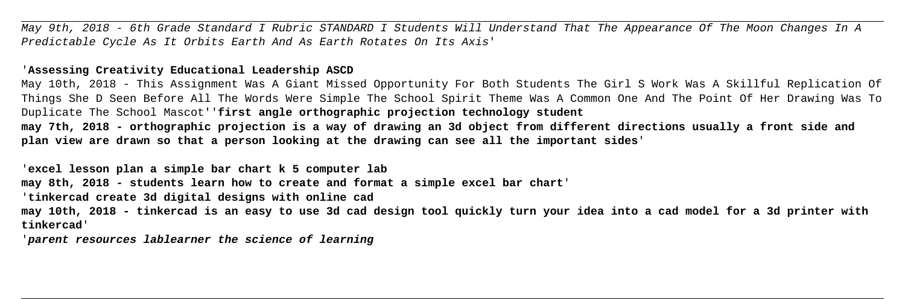May 9th, 2018 - 6th Grade Standard I Rubric STANDARD I Students Will Understand That The Appearance Of The Moon Changes In A Predictable Cycle As It Orbits Earth And As Earth Rotates On Its Axis'

'**Assessing Creativity Educational Leadership ASCD**

May 10th, 2018 - This Assignment Was A Giant Missed Opportunity For Both Students The Girl S Work Was A Skillful Replication Of Things She D Seen Before All The Words Were Simple The School Spirit Theme Was A Common One And The Point Of Her Drawing Was To Duplicate The School Mascot''**first angle orthographic projection technology student**

**may 7th, 2018 - orthographic projection is a way of drawing an 3d object from different directions usually a front side and plan view are drawn so that a person looking at the drawing can see all the important sides**'

'**excel lesson plan a simple bar chart k 5 computer lab**

**may 8th, 2018 - students learn how to create and format a simple excel bar chart**'

'**tinkercad create 3d digital designs with online cad**

**may 10th, 2018 - tinkercad is an easy to use 3d cad design tool quickly turn your idea into a cad model for a 3d printer with tinkercad**'

'***parent resources lablearner the science of learning***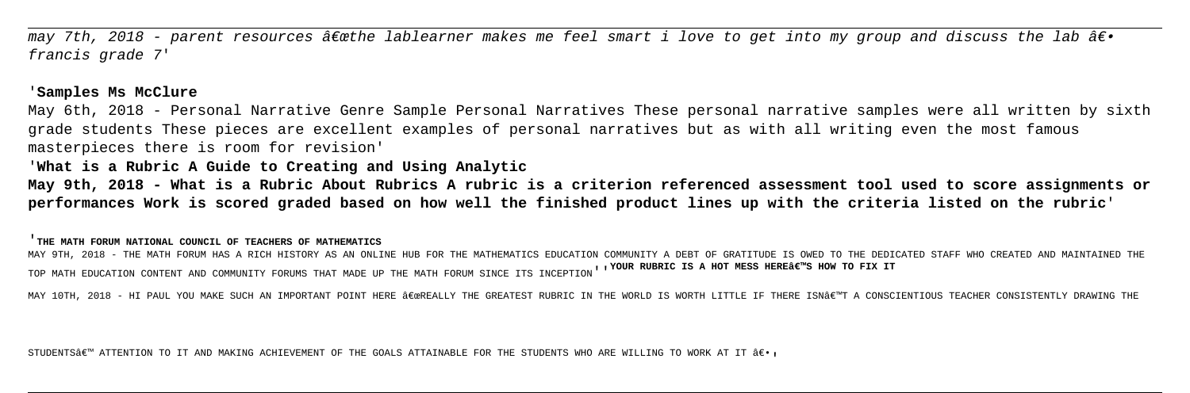*may 7th, 2018 - parent resources â€œthe lablearner makes me feel smart i love to get into my group and discuss the lab â€• francis grade 7'*

'**Samples Ms McClure**

May 6th, 2018 - Personal Narrative Genre Sample Personal Narratives These personal narrative samples were all written by sixth grade students These pieces are excellent examples of personal narratives but as with all writing even the most famous masterpieces there is room for revision'

'**What is a Rubric A Guide to Creating and Using Analytic**

**May 9th, 2018 - What is a Rubric About Rubrics A rubric is a criterion referenced assessment tool used to score assignments or performances Work is scored graded based on how well the finished product lines up with the criteria listed on the rubric'**

'**THE MATH FORUM NATIONAL COUNCIL OF TEACHERS OF MATHEMATICS**

MAY 9TH, 2018 - THE MATH FORUM HAS A RICH HISTORY AS AN ONLINE HUB FOR THE MATHEMATICS EDUCATION COMMUNITY A DEBT OF GRATITUDE IS OWED TO THE DEDICATED STAFF WHO CREATED AND MAINTAINED THE TOP MATH EDUCATION CONTENT AND COMMUNITY FORUMS THAT MADE UP THE MATH FORUM SINCE ITS INCEPTION''**YOUR RUBRIC IS A HOT MESS HEREâ€™S HOW TO FIX IT**

MAY 10TH, 2018 - HI PAUL YOU MAKE SUCH AN IMPORTANT POINT HERE â€œREALLY THE GREATEST RUBRIC IN THE WORLD IS WORTH LITTLE IF THERE ISNâ€™T A CONSCIENTIOUS TEACHER CONSISTENTLY DRAWING THE STUDENTSâ€™ ATTENTION TO IT AND MAKING ACHIEVEMENT OF THE GOALS ATTAINABLE FOR THE STUDENTS WHO ARE WILLING TO WORK AT IT â€•'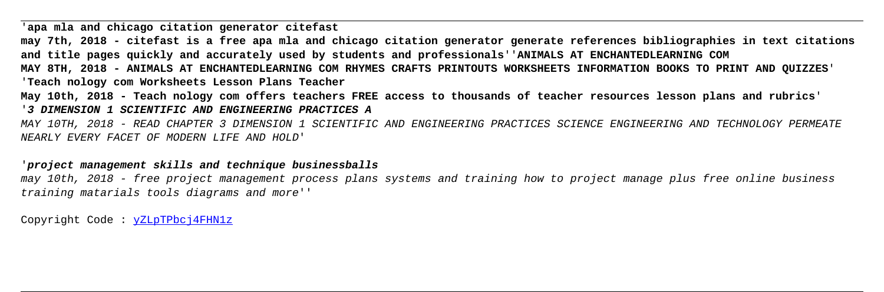'**apa mla and chicago citation generator citefast**

**may 7th, 2018 - citefast is a free apa mla and chicago citation generator generate references bibliographies in text citations and title pages quickly and accurately used by students and professionals''ANIMALS AT ENCHANTEDLEARNING COM**

**MAY 8TH, 2018 - ANIMALS AT ENCHANTEDLEARNING COM RHYMES CRAFTS PRINTOUTS WORKSHEETS INFORMATION BOOKS TO PRINT AND QUIZZES'**

'**Teach nology com Worksheets Lesson Plans Teacher**

**May 10th, 2018 - Teach nology com offers teachers FREE access to thousands of teacher resources lesson plans and rubrics'**

'***3 DIMENSION 1 SCIENTIFIC AND ENGINEERING PRACTICES A***

*MAY 10TH, 2018 - READ CHAPTER 3 DIMENSION 1 SCIENTIFIC AND ENGINEERING PRACTICES SCIENCE ENGINEERING AND TECHNOLOGY PERMEATE NEARLY EVERY FACET OF MODERN LIFE AND HOLD'*

'***project management skills and technique businessballs***

*may 10th, 2018 - free project management process plans systems and training how to project manage plus free online business training matarials tools diagrams and more''*

Copyright Code : yZLpTPbcj4FHN1z